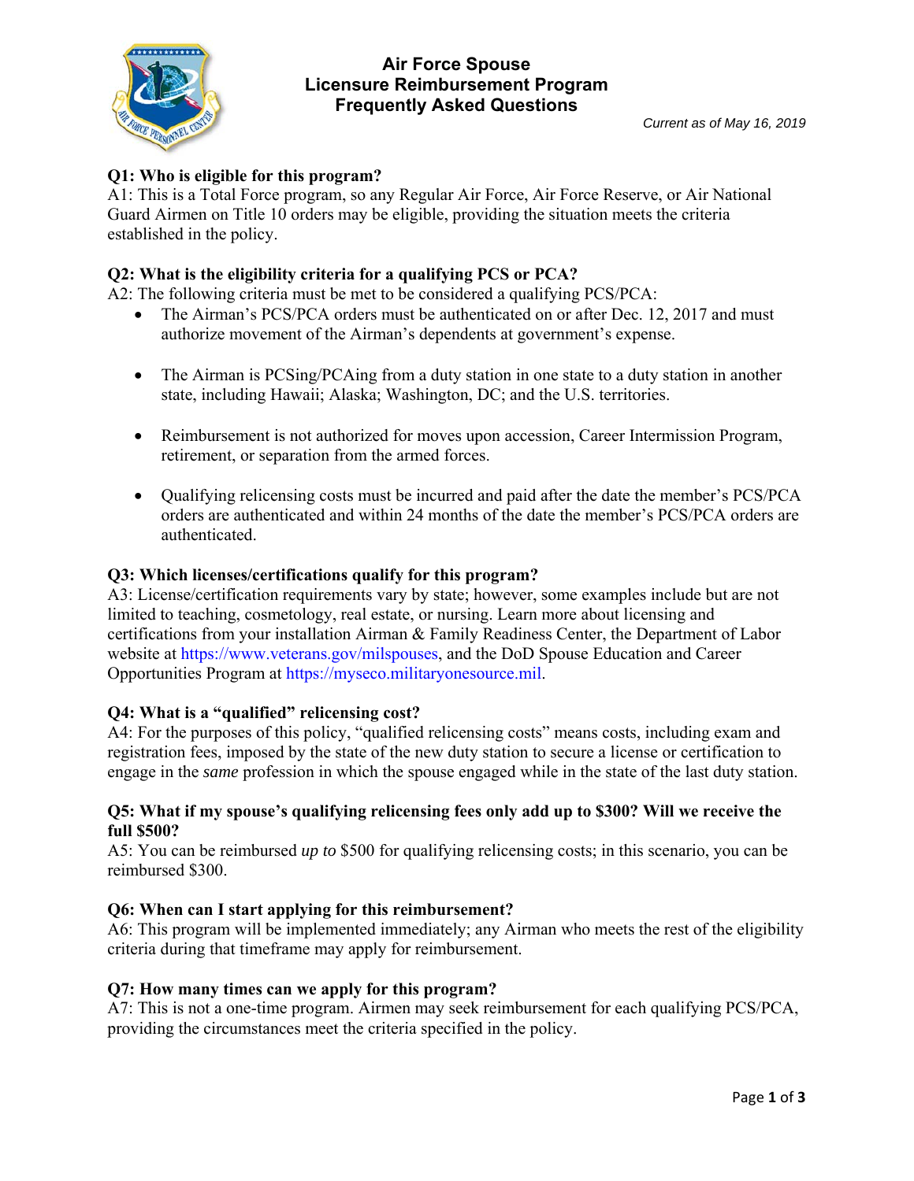# Air Force Spouse Licensure Reimbursement Program Frequently Asked Questions

*Current as of May 16, 2019*

**Q1: Who is eligible for this program?**

A1: This is a Total Force program, so any Regular Air Force, Air Force Reserve, or Air National Guard Airmen on Title 10 orders may be eligible, providing the situation meets the criteria established in the policy.

**Q2: What is the eligibility criteria for a qualifying PCS or PCA?**

A2: The following criteria must be met to be considered a qualifying PCS/PCA:

- The Airman's PCS/PCA orders must be authenticated on or after Dec. 12, 2017 and must authorize movement of the Airman's dependents at government's expense.
- The Airman is PCSing/PCAing from a duty station in one state to a duty station in another state, including Hawaii; Alaska; Washington, DC; and the U.S. territories.
- Reimbursement is not authorized for moves upon accession, Career Intermission Program, retirement, or separation from the armed forces.
- Qualifying relicensing costs must be incurred and paid after the date the member's PCS/PCA orders are authenticated and within 24 months of the date the member's PCS/PCA orders are authenticated.

**Q3: Which licenses/certifications qualify for this program?**

A3: License/certification requirements vary by state; however, some examples include but are not limited to teaching, cosmetology, real estate, or nursing. Learn more about licensing and certifications from your installation Airman & Family Readiness Center, the Department of Labor website at https://www.veterans.gov/milspouses, and the DoD Spouse Education and Career Opportunities Program at https://myseco.militaryonesource.mil.

**Q4: What is a "qualified" relicensing cost?**

A4: For the purposes of this policy, "qualified relicensing costs" means costs, including exam and registration fees, imposed by the state of the new duty station to secure a license or certification to engage in the *same* profession in which the spouse engaged while in the state of the last duty station.

**Q5: What if my spouse's qualifying relicensing fees only add up to $300? Will we receive the full $500?**

A5: You can be reimbursed *up to* $500 for qualifying relicensing costs; in this scenario, you can be reimbursed $300.

**Q6: When can I start applying for this reimbursement?**

A6: This program will be implemented immediately; any Airman who meets the rest of the eligibility criteria during that timeframe may apply for reimbursement.

**Q7: How many times can we apply for this program?**

A7: This is not a one-time program. Airmen may seek reimbursement for each qualifying PCS/PCA, providing the circumstances meet the criteria specified in the policy.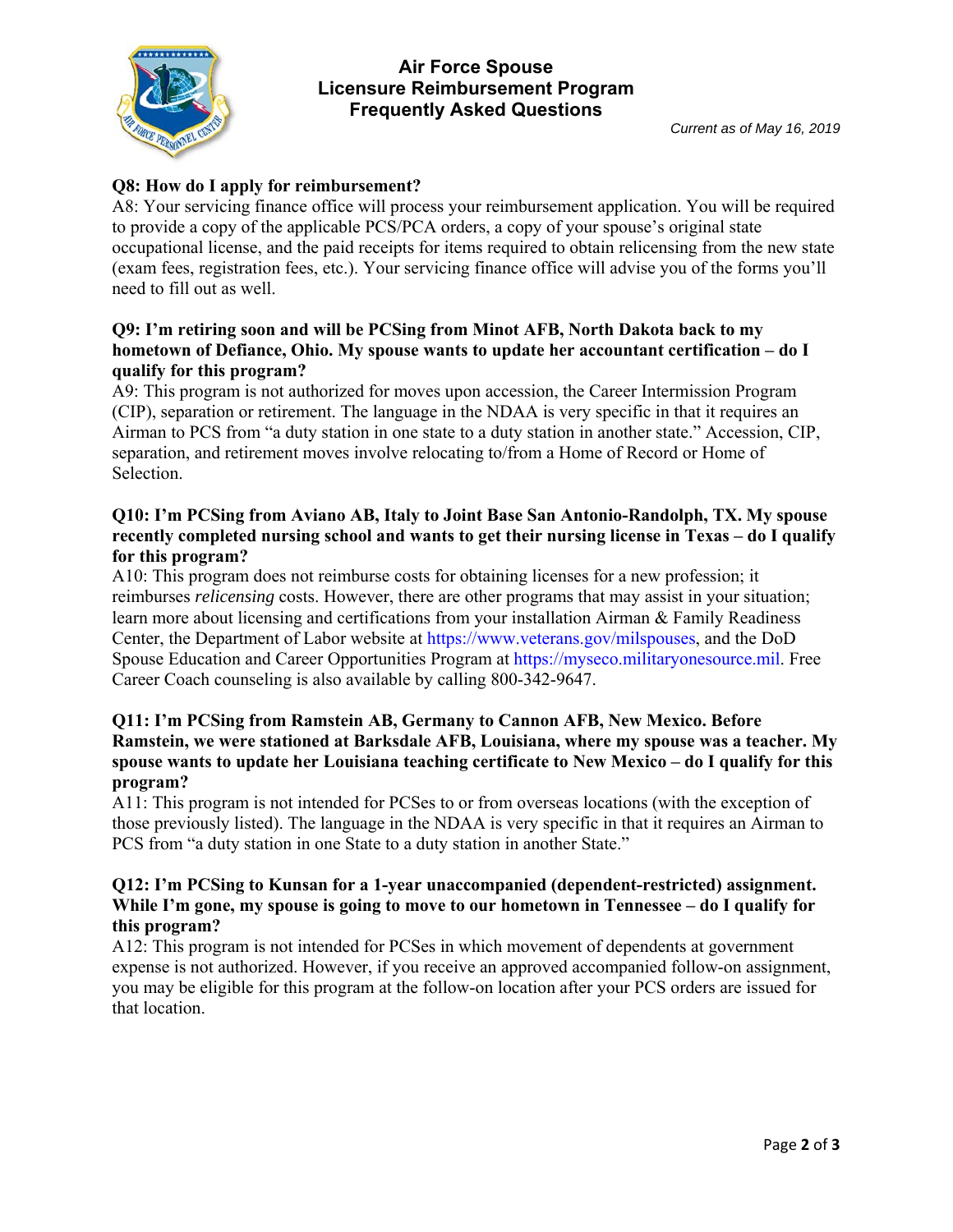**Q8: How do I apply for reimbursement?**
A8: Your servicing finance office will process your reimbursement application. You will be required to provide a copy of the applicable PCS/PCA orders, a copy of your spouse's original state occupational license, and the paid receipts for items required to obtain relicensing from the new state (exam fees, registration fees, etc.). Your servicing finance office will advise you of the forms you'll need to fill out as well.

**Q9: I'm retiring soon and will be PCSing from Minot AFB, North Dakota back to my hometown of Defiance, Ohio. My spouse wants to update her accountant certification – do I qualify for this program?**
A9: This program is not authorized for moves upon accession, the Career Intermission Program (CIP), separation or retirement. The language in the NDAA is very specific in that it requires an Airman to PCS from "a duty station in one state to a duty station in another state." Accession, CIP, separation, and retirement moves involve relocating to/from a Home of Record or Home of Selection.

**Q10: I'm PCSing from Aviano AB, Italy to Joint Base San Antonio-Randolph, TX. My spouse recently completed nursing school and wants to get their nursing license in Texas – do I qualify for this program?**
A10: This program does not reimburse costs for obtaining licenses for a new profession; it reimburses *relicensing* costs. However, there are other programs that may assist in your situation; learn more about licensing and certifications from your installation Airman & Family Readiness Center, the Department of Labor website at https://www.veterans.gov/milspouses, and the DoD Spouse Education and Career Opportunities Program at https://myseco.militaryonesource.mil. Free Career Coach counseling is also available by calling 800-342-9647.

**Q11: I'm PCSing from Ramstein AB, Germany to Cannon AFB, New Mexico. Before Ramstein, we were stationed at Barksdale AFB, Louisiana, where my spouse was a teacher. My spouse wants to update her Louisiana teaching certificate to New Mexico – do I qualify for this program?**
A11: This program is not intended for PCSes to or from overseas locations (with the exception of those previously listed). The language in the NDAA is very specific in that it requires an Airman to PCS from "a duty station in one State to a duty station in another State."

**Q12: I'm PCSing to Kunsan for a 1-year unaccompanied (dependent-restricted) assignment. While I'm gone, my spouse is going to move to our hometown in Tennessee – do I qualify for this program?**
A12: This program is not intended for PCSes in which movement of dependents at government expense is not authorized. However, if you receive an approved accompanied follow-on assignment, you may be eligible for this program at the follow-on location after your PCS orders are issued for that location.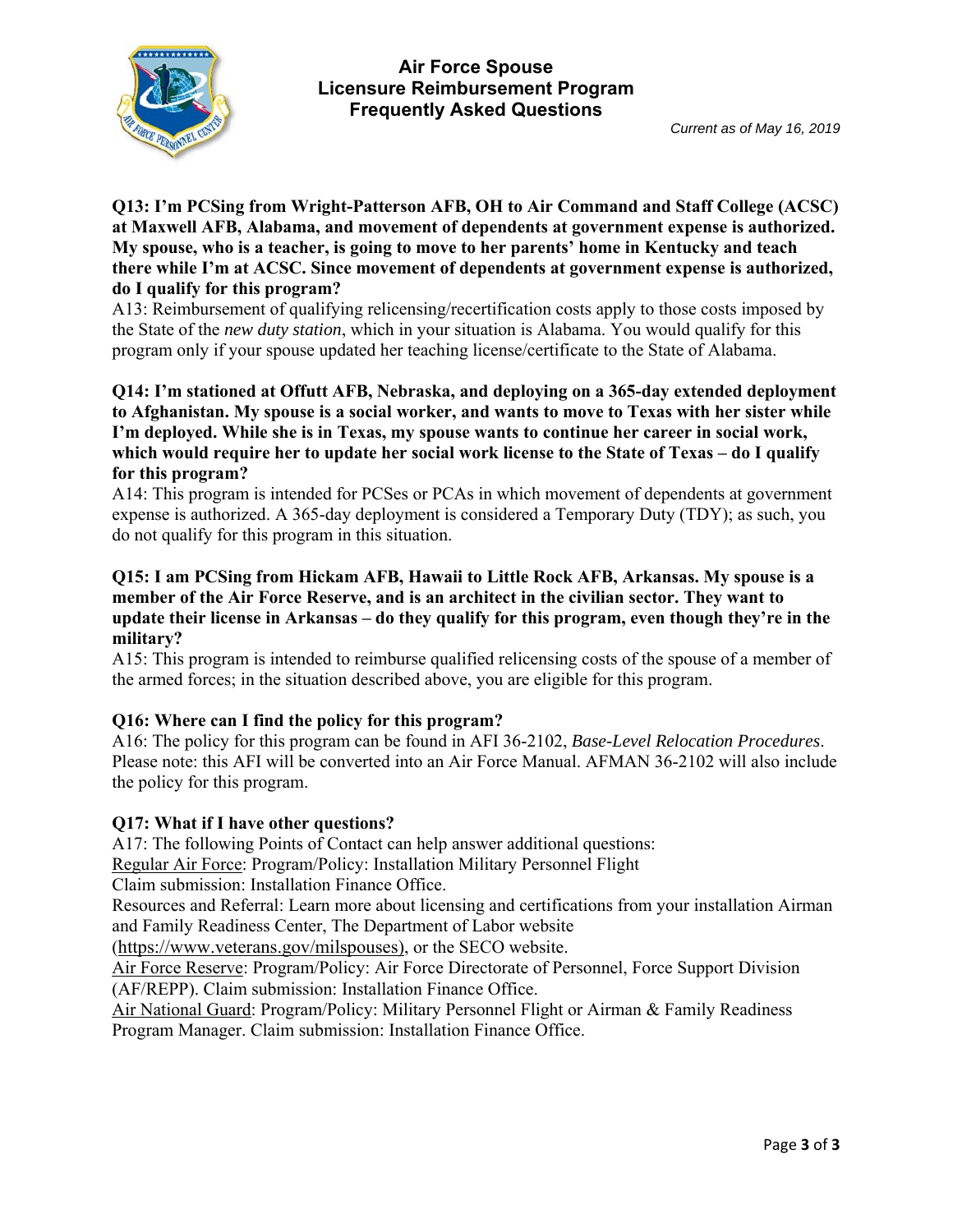**Q13: I'm PCSing from Wright-Patterson AFB, OH to Air Command and Staff College (ACSC) at Maxwell AFB, Alabama, and movement of dependents at government expense is authorized. My spouse, who is a teacher, is going to move to her parents' home in Kentucky and teach there while I'm at ACSC. Since movement of dependents at government expense is authorized, do I qualify for this program?**

A13: Reimbursement of qualifying relicensing/recertification costs apply to those costs imposed by the State of the *new duty station*, which in your situation is Alabama. You would qualify for this program only if your spouse updated her teaching license/certificate to the State of Alabama.

**Q14: I'm stationed at Offutt AFB, Nebraska, and deploying on a 365-day extended deployment to Afghanistan. My spouse is a social worker, and wants to move to Texas with her sister while I'm deployed. While she is in Texas, my spouse wants to continue her career in social work, which would require her to update her social work license to the State of Texas – do I qualify for this program?**

A14: This program is intended for PCSes or PCAs in which movement of dependents at government expense is authorized. A 365-day deployment is considered a Temporary Duty (TDY); as such, you do not qualify for this program in this situation.

**Q15: I am PCSing from Hickam AFB, Hawaii to Little Rock AFB, Arkansas. My spouse is a member of the Air Force Reserve, and is an architect in the civilian sector. They want to update their license in Arkansas – do they qualify for this program, even though they're in the military?**

A15: This program is intended to reimburse qualified relicensing costs of the spouse of a member of the armed forces; in the situation described above, you are eligible for this program.

**Q16: Where can I find the policy for this program?**

A16: The policy for this program can be found in AFI 36-2102, *Base-Level Relocation Procedures*. Please note: this AFI will be converted into an Air Force Manual. AFMAN 36-2102 will also include the policy for this program.

**Q17: What if I have other questions?**

A17: The following Points of Contact can help answer additional questions:

Regular Air Force: Program/Policy: Installation Military Personnel Flight

Claim submission: Installation Finance Office.

Resources and Referral: Learn more about licensing and certifications from your installation Airman and Family Readiness Center, The Department of Labor website (https://www.veterans.gov/milspouses), or the SECO website.

Air Force Reserve: Program/Policy: Air Force Directorate of Personnel, Force Support Division (AF/REPP). Claim submission: Installation Finance Office.

Air National Guard: Program/Policy: Military Personnel Flight or Airman & Family Readiness Program Manager. Claim submission: Installation Finance Office.